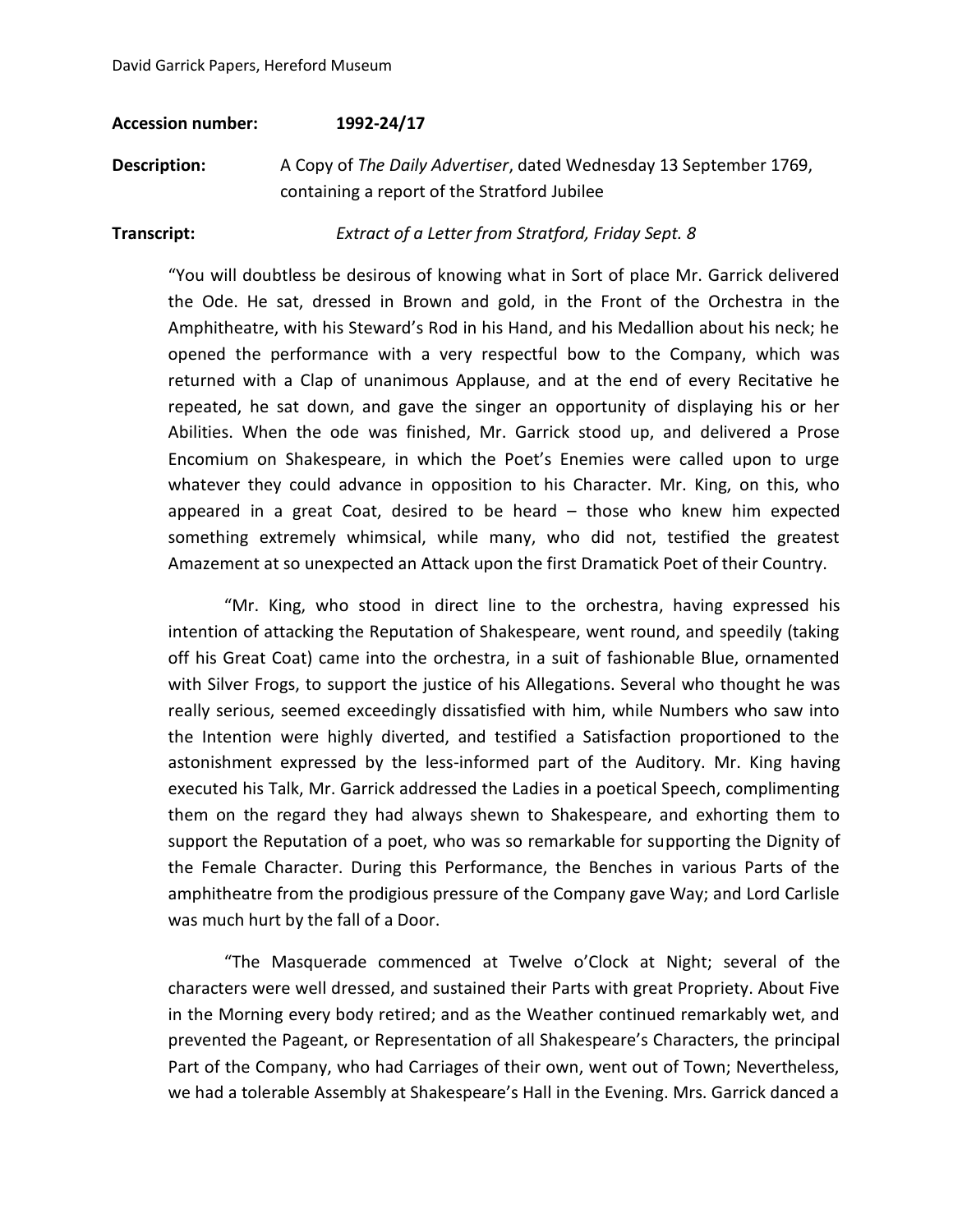David Garrick Papers, Hereford Museum

**Accession number:** **1992-24/17**

**Description:** A Copy of *The Daily Advertiser*, dated Wednesday 13 September 1769, containing a report of the Stratford Jubilee

**Transcript:** *Extract of a Letter from Stratford, Friday Sept. 8*

"You will doubtless be desirous of knowing what in Sort of place Mr. Garrick delivered the Ode. He sat, dressed in Brown and gold, in the Front of the Orchestra in the Amphitheatre, with his Steward's Rod in his Hand, and his Medallion about his neck; he opened the performance with a very respectful bow to the Company, which was returned with a Clap of unanimous Applause, and at the end of every Recitative he repeated, he sat down, and gave the singer an opportunity of displaying his or her Abilities. When the ode was finished, Mr. Garrick stood up, and delivered a Prose Encomium on Shakespeare, in which the Poet's Enemies were called upon to urge whatever they could advance in opposition to his Character. Mr. King, on this, who appeared in a great Coat, desired to be heard – those who knew him expected something extremely whimsical, while many, who did not, testified the greatest Amazement at so unexpected an Attack upon the first Dramatick Poet of their Country.

"Mr. King, who stood in direct line to the orchestra, having expressed his intention of attacking the Reputation of Shakespeare, went round, and speedily (taking off his Great Coat) came into the orchestra, in a suit of fashionable Blue, ornamented with Silver Frogs, to support the justice of his Allegations. Several who thought he was really serious, seemed exceedingly dissatisfied with him, while Numbers who saw into the Intention were highly diverted, and testified a Satisfaction proportioned to the astonishment expressed by the less-informed part of the Auditory. Mr. King having executed his Talk, Mr. Garrick addressed the Ladies in a poetical Speech, complimenting them on the regard they had always shewn to Shakespeare, and exhorting them to support the Reputation of a poet, who was so remarkable for supporting the Dignity of the Female Character. During this Performance, the Benches in various Parts of the amphitheatre from the prodigious pressure of the Company gave Way; and Lord Carlisle was much hurt by the fall of a Door.

"The Masquerade commenced at Twelve o'Clock at Night; several of the characters were well dressed, and sustained their Parts with great Propriety. About Five in the Morning every body retired; and as the Weather continued remarkably wet, and prevented the Pageant, or Representation of all Shakespeare's Characters, the principal Part of the Company, who had Carriages of their own, went out of Town; Nevertheless, we had a tolerable Assembly at Shakespeare's Hall in the Evening. Mrs. Garrick danced a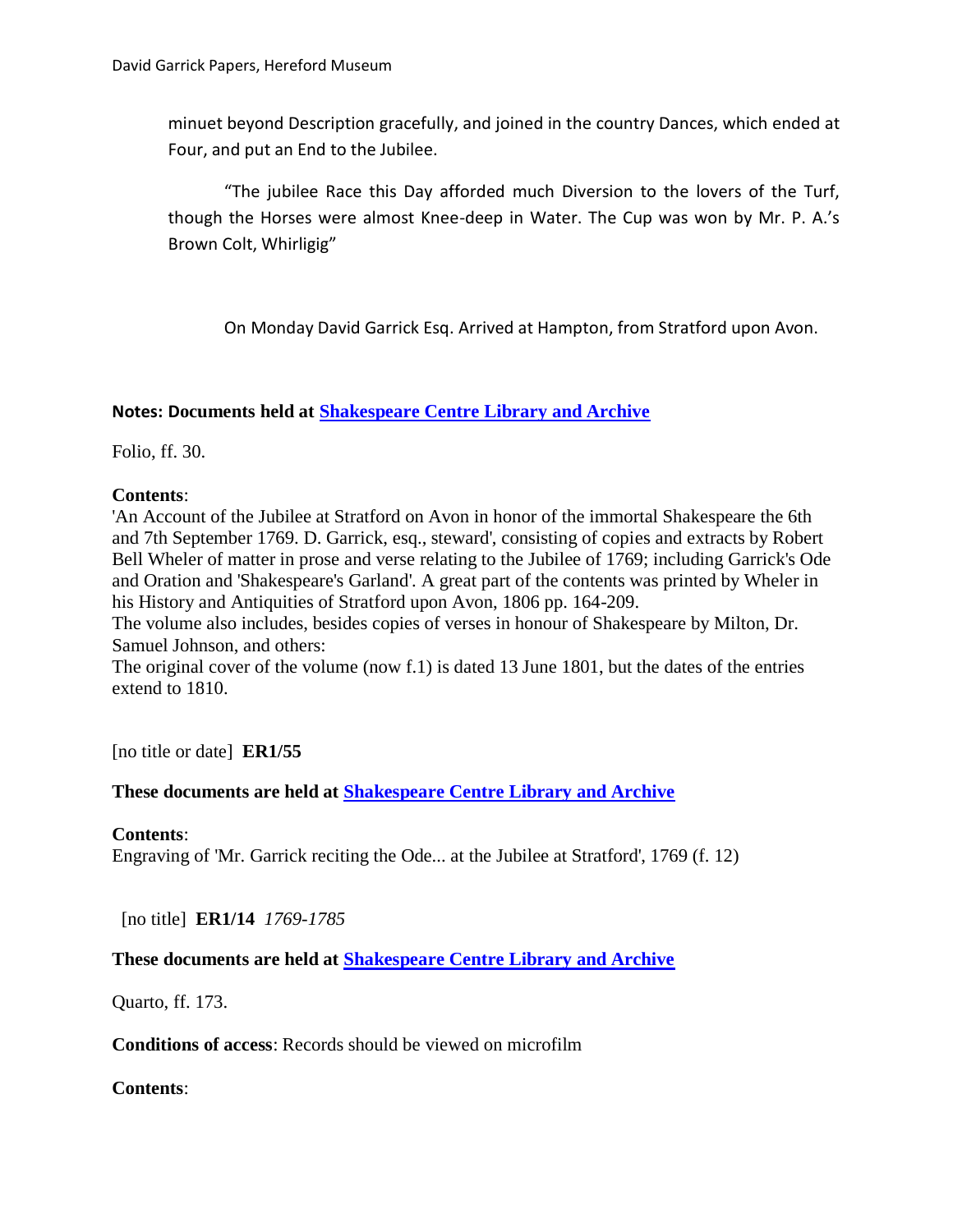minuet beyond Description gracefully, and joined in the country Dances, which ended at Four, and put an End to the Jubilee.

"The jubilee Race this Day afforded much Diversion to the lovers of the Turf, though the Horses were almost Knee-deep in Water. The Cup was won by Mr. P. A.'s Brown Colt, Whirligig"

On Monday David Garrick Esq. Arrived at Hampton, from Stratford upon Avon.

**Notes: Documents held at [Shakespeare Centre Library and Archive]**

Folio, ff. 30.

**Contents**:
'An Account of the Jubilee at Stratford on Avon in honor of the immortal Shakespeare the 6th and 7th September 1769. D. Garrick, esq., steward', consisting of copies and extracts by Robert Bell Wheler of matter in prose and verse relating to the Jubilee of 1769; including Garrick's Ode and Oration and 'Shakespeare's Garland'. A great part of the contents was printed by Wheler in his History and Antiquities of Stratford upon Avon, 1806 pp. 164-209.
The volume also includes, besides copies of verses in honour of Shakespeare by Milton, Dr. Samuel Johnson, and others:
The original cover of the volume (now f.1) is dated 13 June 1801, but the dates of the entries extend to 1810.

[no title or date] **ER1/55**

**These documents are held at [Shakespeare Centre Library and Archive]**

**Contents**:
Engraving of 'Mr. Garrick reciting the Ode... at the Jubilee at Stratford', 1769 (f. 12)

[no title] **ER1/14** *1769-1785*

**These documents are held at [Shakespeare Centre Library and Archive]**

Quarto, ff. 173.

**Conditions of access**: Records should be viewed on microfilm

**Contents**: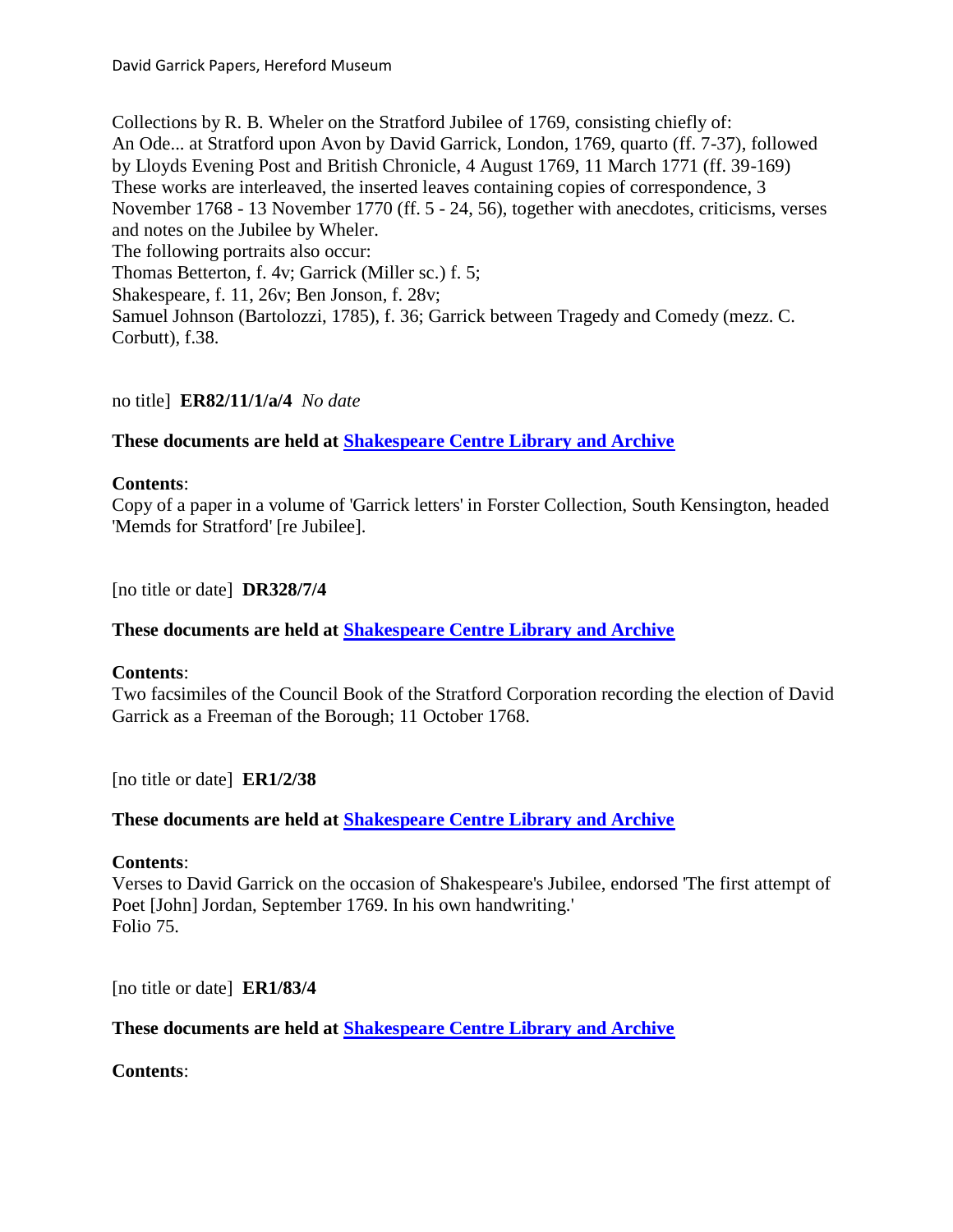Collections by R. B. Wheler on the Stratford Jubilee of 1769, consisting chiefly of:
An Ode... at Stratford upon Avon by David Garrick, London, 1769, quarto (ff. 7-37), followed by Lloyds Evening Post and British Chronicle, 4 August 1769, 11 March 1771 (ff. 39-169)
These works are interleaved, the inserted leaves containing copies of correspondence, 3 November 1768 - 13 November 1770 (ff. 5 - 24, 56), together with anecdotes, criticisms, verses and notes on the Jubilee by Wheler.
The following portraits also occur:
Thomas Betterton, f. 4v; Garrick (Miller sc.) f. 5;
Shakespeare, f. 11, 26v; Ben Jonson, f. 28v;
Samuel Johnson (Bartolozzi, 1785), f. 36; Garrick between Tragedy and Comedy (mezz. C. Corbutt), f.38.

no title] **ER82/11/1/a/4** *No date*

**These documents are held at Shakespeare Centre Library and Archive**

**Contents**:
Copy of a paper in a volume of 'Garrick letters' in Forster Collection, South Kensington, headed 'Memds for Stratford' [re Jubilee].

[no title or date] **DR328/7/4**

**These documents are held at Shakespeare Centre Library and Archive**

**Contents**:
Two facsimiles of the Council Book of the Stratford Corporation recording the election of David Garrick as a Freeman of the Borough; 11 October 1768.

[no title or date] **ER1/2/38**

**These documents are held at Shakespeare Centre Library and Archive**

**Contents**:
Verses to David Garrick on the occasion of Shakespeare's Jubilee, endorsed 'The first attempt of Poet [John] Jordan, September 1769. In his own handwriting.'
Folio 75.

[no title or date] **ER1/83/4**

**These documents are held at Shakespeare Centre Library and Archive**

**Contents**: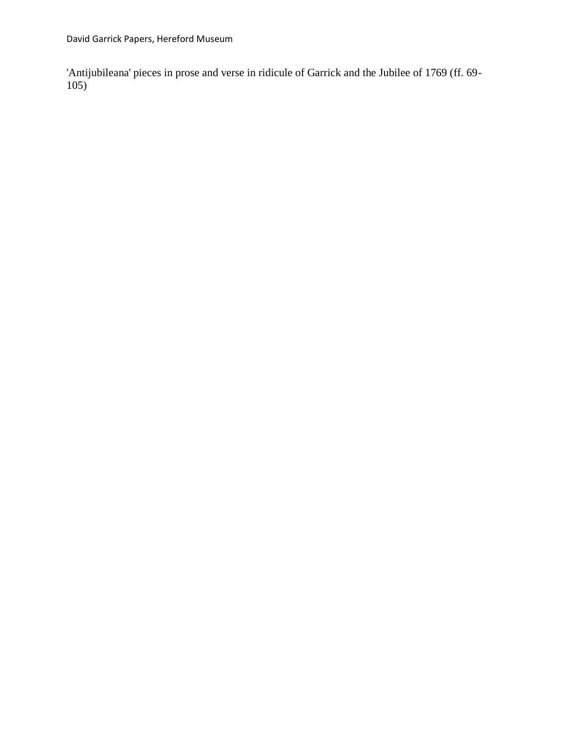'Antijubileana' pieces in prose and verse in ridicule of Garrick and the Jubilee of 1769 (ff. 69-105)